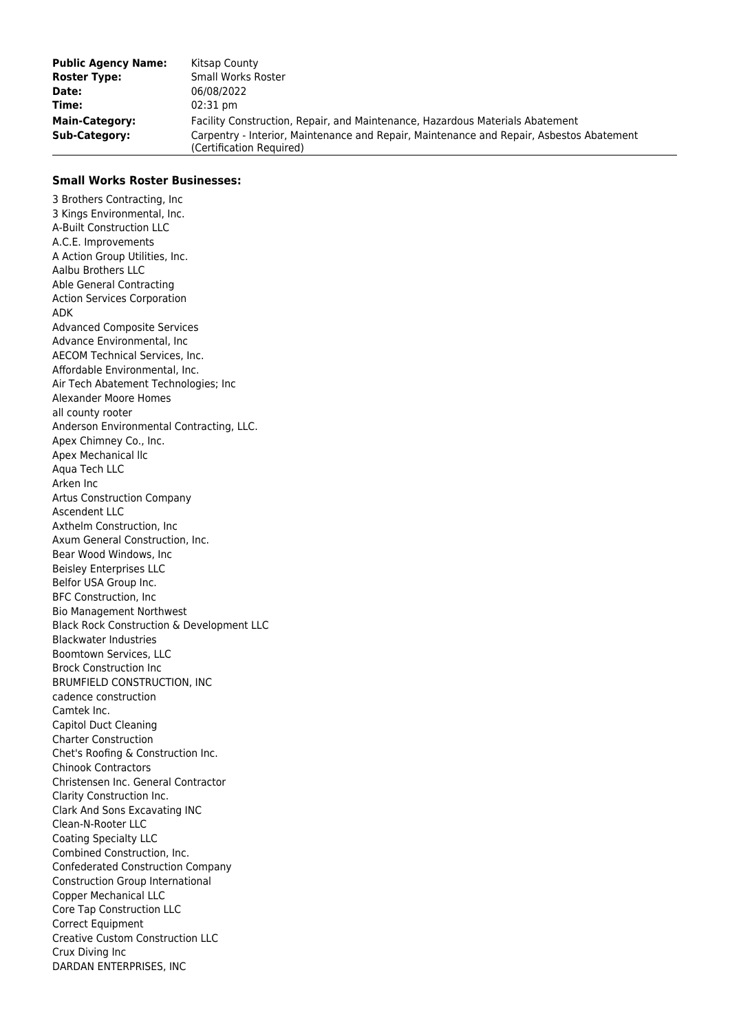| | |
|---|---|
| **Public Agency Name:** | Kitsap County |
| **Roster Type:** | Small Works Roster |
| **Date:** | 06/08/2022 |
| **Time:** | 02:31 pm |
| **Main-Category:** | Facility Construction, Repair, and Maintenance, Hazardous Materials Abatement |
| **Sub-Category:** | Carpentry - Interior, Maintenance and Repair, Maintenance and Repair, Asbestos Abatement (Certification Required) |

**Small Works Roster Businesses:**

3 Brothers Contracting, Inc
3 Kings Environmental, Inc.
A-Built Construction LLC
A.C.E. Improvements
A Action Group Utilities, Inc.
Aalbu Brothers LLC
Able General Contracting
Action Services Corporation
ADK
Advanced Composite Services
Advance Environmental, Inc
AECOM Technical Services, Inc.
Affordable Environmental, Inc.
Air Tech Abatement Technologies; Inc
Alexander Moore Homes
all county rooter
Anderson Environmental Contracting, LLC.
Apex Chimney Co., Inc.
Apex Mechanical llc
Aqua Tech LLC
Arken Inc
Artus Construction Company
Ascendent LLC
Axthelm Construction, Inc
Axum General Construction, Inc.
Bear Wood Windows, Inc
Beisley Enterprises LLC
Belfor USA Group Inc.
BFC Construction, Inc
Bio Management Northwest
Black Rock Construction & Development LLC
Blackwater Industries
Boomtown Services, LLC
Brock Construction Inc
BRUMFIELD CONSTRUCTION, INC
cadence construction
Camtek Inc.
Capitol Duct Cleaning
Charter Construction
Chet's Roofing & Construction Inc.
Chinook Contractors
Christensen Inc. General Contractor
Clarity Construction Inc.
Clark And Sons Excavating INC
Clean-N-Rooter LLC
Coating Specialty LLC
Combined Construction, Inc.
Confederated Construction Company
Construction Group International
Copper Mechanical LLC
Core Tap Construction LLC
Correct Equipment
Creative Custom Construction LLC
Crux Diving Inc
DARDAN ENTERPRISES, INC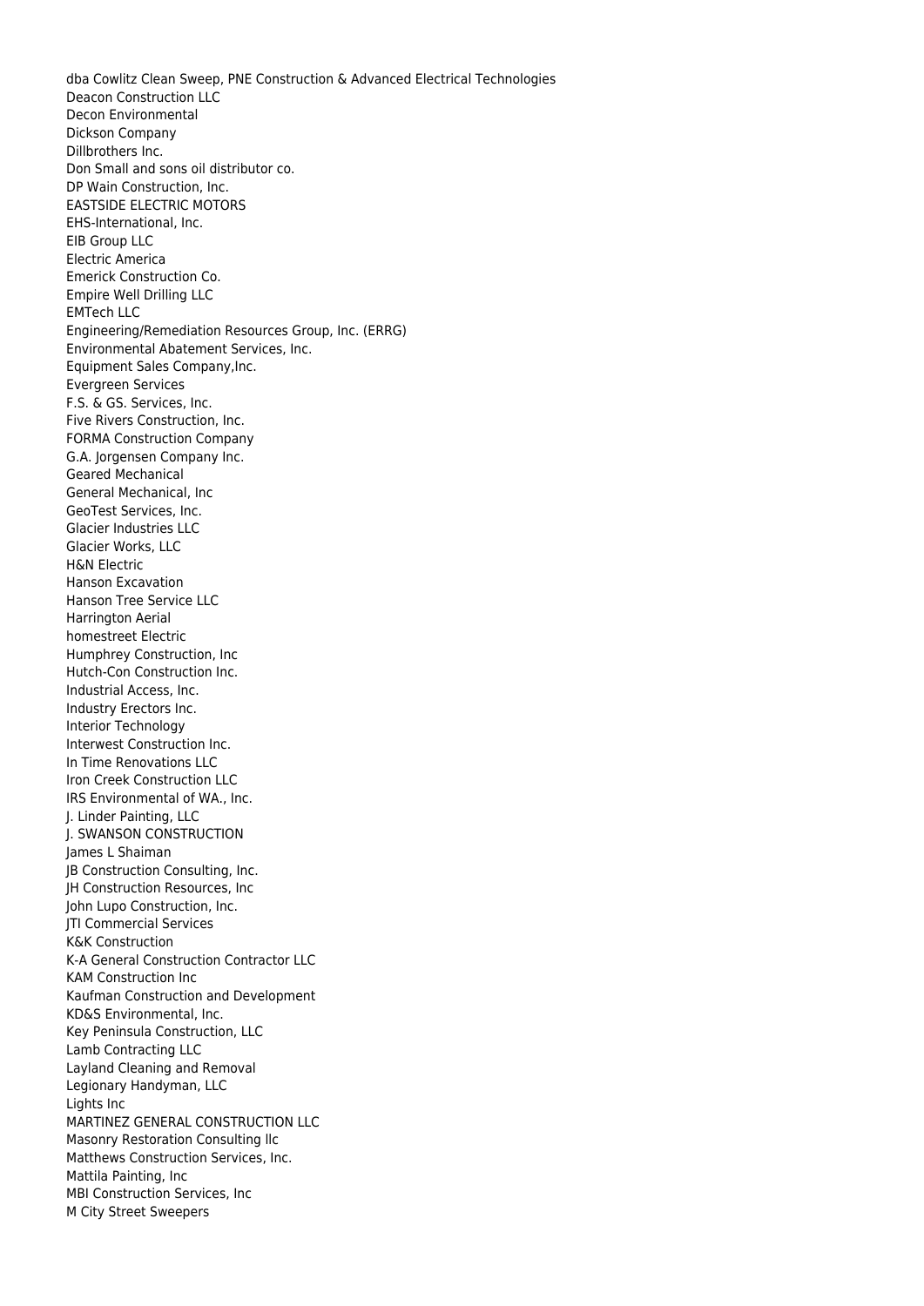dba Cowlitz Clean Sweep, PNE Construction & Advanced Electrical Technologies
Deacon Construction LLC
Decon Environmental
Dickson Company
Dillbrothers Inc.
Don Small and sons oil distributor co.
DP Wain Construction, Inc.
EASTSIDE ELECTRIC MOTORS
EHS-International, Inc.
EIB Group LLC
Electric America
Emerick Construction Co.
Empire Well Drilling LLC
EMTech LLC
Engineering/Remediation Resources Group, Inc. (ERRG)
Environmental Abatement Services, Inc.
Equipment Sales Company,Inc.
Evergreen Services
F.S. & GS. Services, Inc.
Five Rivers Construction, Inc.
FORMA Construction Company
G.A. Jorgensen Company Inc.
Geared Mechanical
General Mechanical, Inc
GeoTest Services, Inc.
Glacier Industries LLC
Glacier Works, LLC
H&N Electric
Hanson Excavation
Hanson Tree Service LLC
Harrington Aerial
homestreet Electric
Humphrey Construction, Inc
Hutch-Con Construction Inc.
Industrial Access, Inc.
Industry Erectors Inc.
Interior Technology
Interwest Construction Inc.
In Time Renovations LLC
Iron Creek Construction LLC
IRS Environmental of WA., Inc.
J. Linder Painting, LLC
J. SWANSON CONSTRUCTION
James L Shaiman
JB Construction Consulting, Inc.
JH Construction Resources, Inc
John Lupo Construction, Inc.
JTI Commercial Services
K&K Construction
K-A General Construction Contractor LLC
KAM Construction Inc
Kaufman Construction and Development
KD&S Environmental, Inc.
Key Peninsula Construction, LLC
Lamb Contracting LLC
Layland Cleaning and Removal
Legionary Handyman, LLC
Lights Inc
MARTINEZ GENERAL CONSTRUCTION LLC
Masonry Restoration Consulting llc
Matthews Construction Services, Inc.
Mattila Painting, Inc
MBI Construction Services, Inc
M City Street Sweepers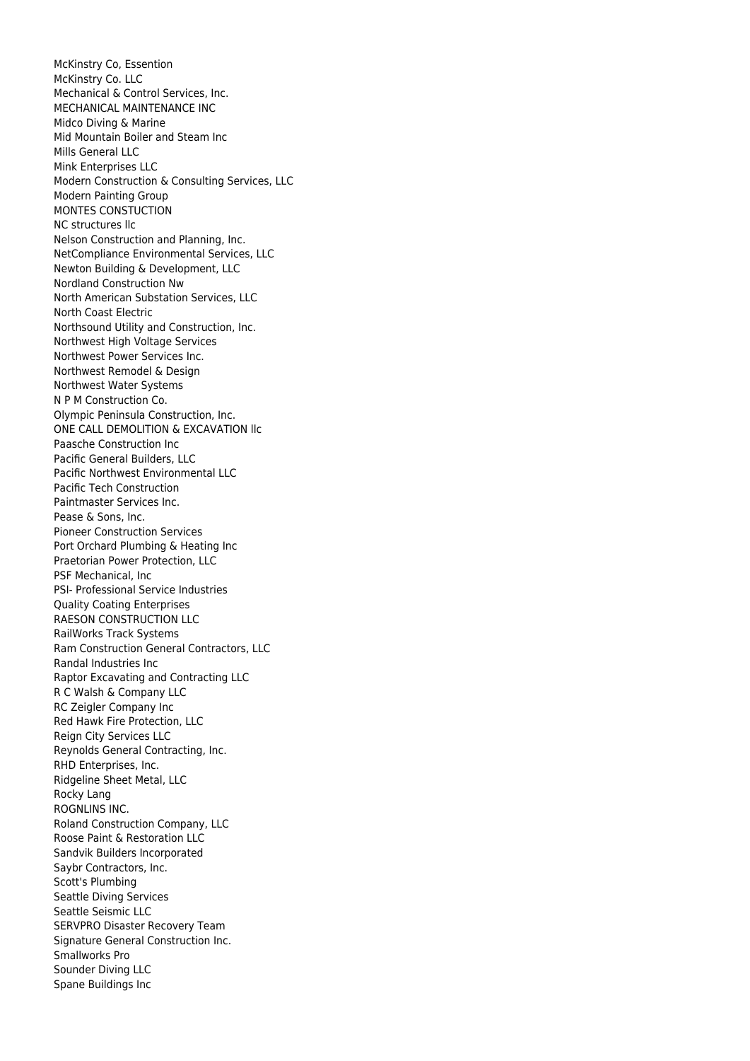McKinstry Co, Essention
McKinstry Co. LLC
Mechanical & Control Services, Inc.
MECHANICAL MAINTENANCE INC
Midco Diving & Marine
Mid Mountain Boiler and Steam Inc
Mills General LLC
Mink Enterprises LLC
Modern Construction & Consulting Services, LLC
Modern Painting Group
MONTES CONSTUCTION
NC structures llc
Nelson Construction and Planning, Inc.
NetCompliance Environmental Services, LLC
Newton Building & Development, LLC
Nordland Construction Nw
North American Substation Services, LLC
North Coast Electric
Northsound Utility and Construction, Inc.
Northwest High Voltage Services
Northwest Power Services Inc.
Northwest Remodel & Design
Northwest Water Systems
N P M Construction Co.
Olympic Peninsula Construction, Inc.
ONE CALL DEMOLITION & EXCAVATION llc
Paasche Construction Inc
Pacific General Builders, LLC
Pacific Northwest Environmental LLC
Pacific Tech Construction
Paintmaster Services Inc.
Pease & Sons, Inc.
Pioneer Construction Services
Port Orchard Plumbing & Heating Inc
Praetorian Power Protection, LLC
PSF Mechanical, Inc
PSI- Professional Service Industries
Quality Coating Enterprises
RAESON CONSTRUCTION LLC
RailWorks Track Systems
Ram Construction General Contractors, LLC
Randal Industries Inc
Raptor Excavating and Contracting LLC
R C Walsh & Company LLC
RC Zeigler Company Inc
Red Hawk Fire Protection, LLC
Reign City Services LLC
Reynolds General Contracting, Inc.
RHD Enterprises, Inc.
Ridgeline Sheet Metal, LLC
Rocky Lang
ROGNLINS INC.
Roland Construction Company, LLC
Roose Paint & Restoration LLC
Sandvik Builders Incorporated
Saybr Contractors, Inc.
Scott's Plumbing
Seattle Diving Services
Seattle Seismic LLC
SERVPRO Disaster Recovery Team
Signature General Construction Inc.
Smallworks Pro
Sounder Diving LLC
Spane Buildings Inc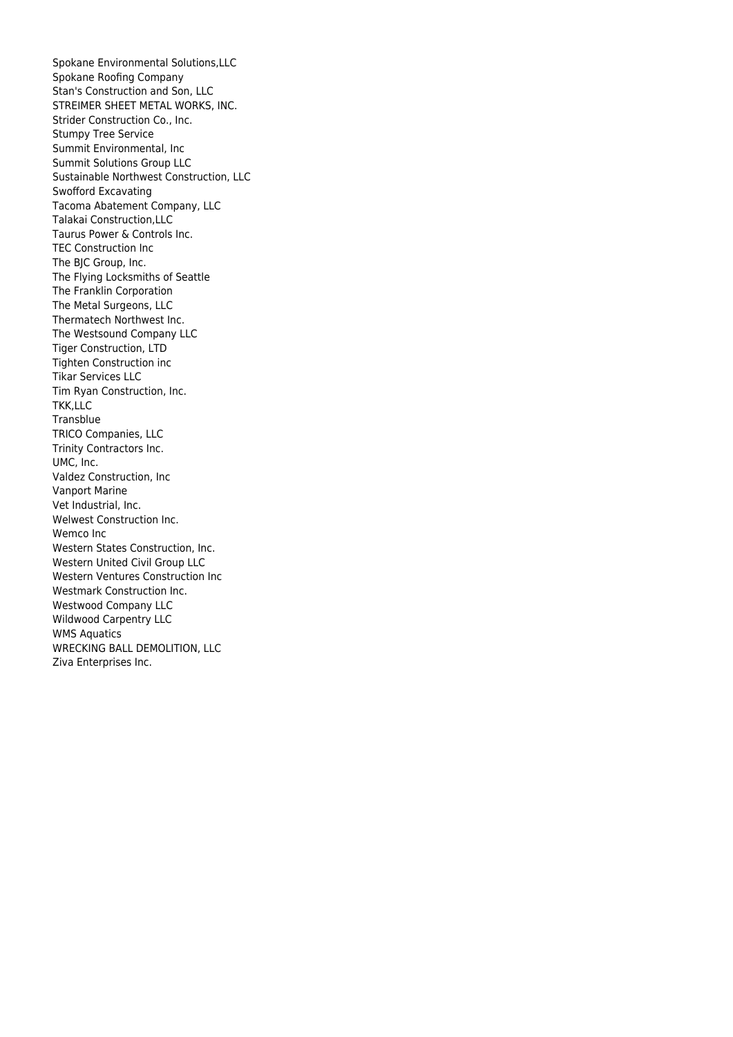Spokane Environmental Solutions,LLC
Spokane Roofing Company
Stan's Construction and Son, LLC
STREIMER SHEET METAL WORKS, INC.
Strider Construction Co., Inc.
Stumpy Tree Service
Summit Environmental, Inc
Summit Solutions Group LLC
Sustainable Northwest Construction, LLC
Swofford Excavating
Tacoma Abatement Company, LLC
Talakai Construction,LLC
Taurus Power & Controls Inc.
TEC Construction Inc
The BJC Group, Inc.
The Flying Locksmiths of Seattle
The Franklin Corporation
The Metal Surgeons, LLC
Thermatech Northwest Inc.
The Westsound Company LLC
Tiger Construction, LTD
Tighten Construction inc
Tikar Services LLC
Tim Ryan Construction, Inc.
TKK,LLC
Transblue
TRICO Companies, LLC
Trinity Contractors Inc.
UMC, Inc.
Valdez Construction, Inc
Vanport Marine
Vet Industrial, Inc.
Welwest Construction Inc.
Wemco Inc
Western States Construction, Inc.
Western United Civil Group LLC
Western Ventures Construction Inc
Westmark Construction Inc.
Westwood Company LLC
Wildwood Carpentry LLC
WMS Aquatics
WRECKING BALL DEMOLITION, LLC
Ziva Enterprises Inc.